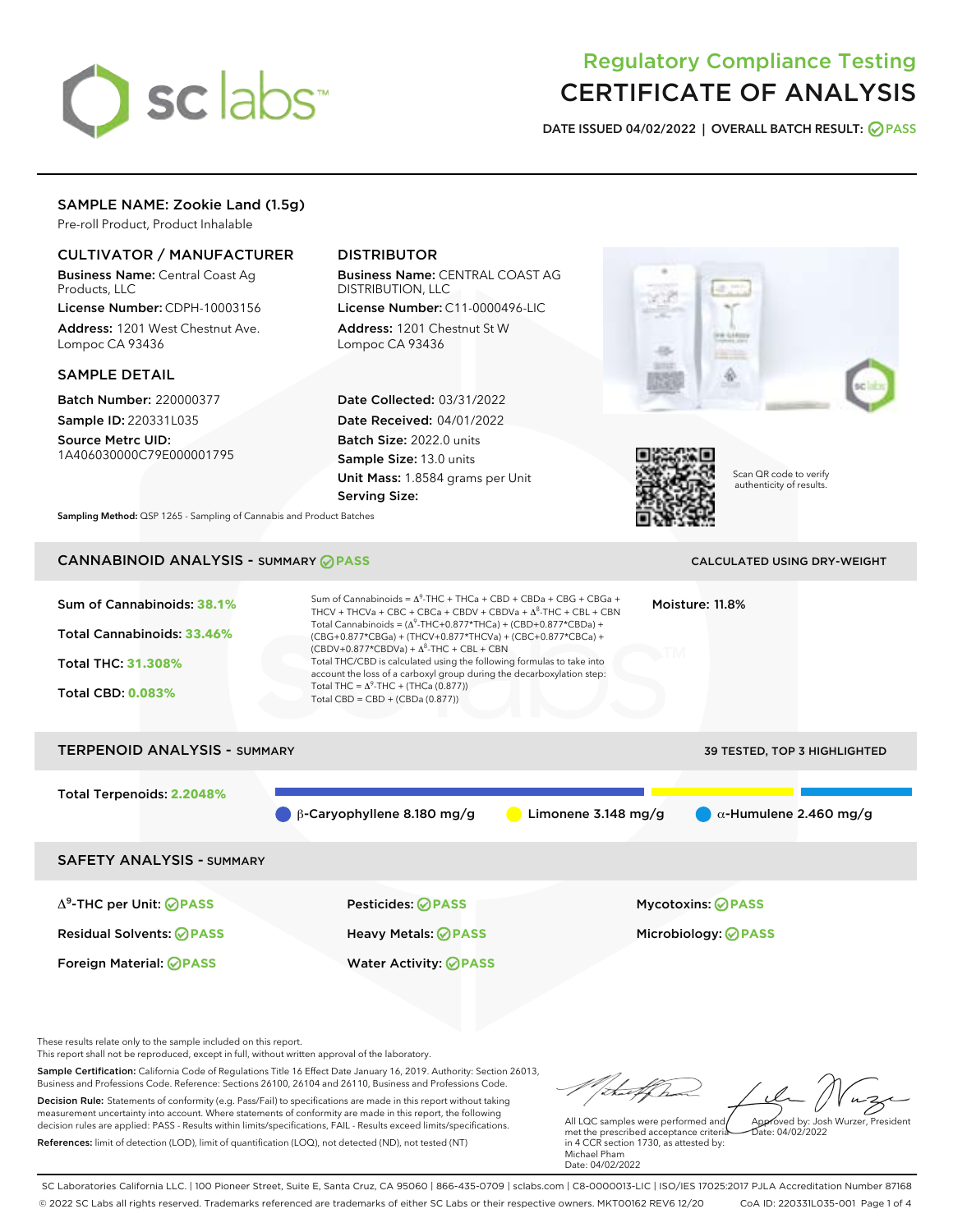# Regulatory Compliance Testing
# CERTIFICATE OF ANALYSIS

**DATE ISSUED 04/02/2022 | OVERALL BATCH RESULT: PASS**

## SAMPLE NAME: Zookie Land (1.5g)

Pre-roll Product, Product Inhalable

### CULTIVATOR / MANUFACTURER

**Business Name:** Central Coast Ag Products, LLC

**License Number:** CDPH-10003156

**Address:** 1201 West Chestnut Ave. Lompoc CA 93436

### DISTRIBUTOR

**Business Name:** CENTRAL COAST AG DISTRIBUTION, LLC

**License Number:** C11-0000496-LIC

**Address:** 1201 Chestnut St W Lompoc CA 93436

### SAMPLE DETAIL

**Batch Number:** 220000377

**Sample ID:** 220331L035

**Source Metrc UID:** 1A406030000C79E000001795

**Date Collected:** 03/31/2022

**Date Received:** 04/01/2022

**Batch Size:** 2022.0 units

**Sample Size:** 13.0 units

**Unit Mass:** 1.8584 grams per Unit

**Serving Size:**

**Sampling Method:** QSP 1265 - Sampling of Cannabis and Product Batches

Scan QR code to verify authenticity of results.

## CANNABINOID ANALYSIS - SUMMARY PASS

CALCULATED USING DRY-WEIGHT

**Sum of Cannabinoids:** 38.1%

**Total Cannabinoids:** 33.46%

**Total THC:** 31.308%

**Total CBD:** 0.083%

Sum of Cannabinoids = $\Delta^9$-THC + THCa + CBD + CBDa + CBG + CBGa + THCV + THCVa + CBC + CBCa + CBDV + CBDVa + $\Delta^8$-THC + CBL + CBN

Total Cannabinoids = ($\Delta^9$-THC+0.877*THCa) + (CBD+0.877*CBDa) + (CBG+0.877*CBGa) + (THCV+0.877*THCVa) + (CBC+0.877*CBCa) + (CBDV+0.877*CBDVa) + $\Delta^8$-THC + CBL + CBN

Total THC/CBD is calculated using the following formulas to take into account the loss of a carboxyl group during the decarboxylation step:

Total THC = $\Delta^9$-THC + (THCa (0.877))

Total CBD = CBD + (CBDa (0.877))

**Moisture:** 11.8%

## TERPENOID ANALYSIS - SUMMARY

39 TESTED, TOP 3 HIGHLIGHTED

**Total Terpenoids:** 2.2048%

- β-Caryophyllene 8.180 mg/g
- Limonene 3.148 mg/g
- α-Humulene 2.460 mg/g

## SAFETY ANALYSIS - SUMMARY

| | | |
|---|---|---|
| $\Delta^9$-THC per Unit: PASS | Pesticides: PASS | Mycotoxins: PASS |
| Residual Solvents: PASS | Heavy Metals: PASS | Microbiology: PASS |
| Foreign Material: PASS | Water Activity: PASS | |

These results relate only to the sample included on this report.
This report shall not be reproduced, except in full, without written approval of the laboratory.

**Sample Certification:** California Code of Regulations Title 16 Effect Date January 16, 2019. Authority: Section 26013, Business and Professions Code. Reference: Sections 26100, 26104 and 26110, Business and Professions Code.

**Decision Rule:** Statements of conformity (e.g. Pass/Fail) to specifications are made in this report without taking measurement uncertainty into account. Where statements of conformity are made in this report, the following decision rules are applied: PASS - Results within limits/specifications, FAIL - Results exceed limits/specifications.

**References:** limit of detection (LOD), limit of quantification (LOQ), not detected (ND), not tested (NT)

All LQC samples were performed and met the prescribed acceptance criteria in 4 CCR section 1730, as attested by: Michael Pham
Date: 04/02/2022

Approved by: Josh Wurzer, President
Date: 04/02/2022

SC Laboratories California LLC. | 100 Pioneer Street, Suite E, Santa Cruz, CA 95060 | 866-435-0709 | sclabs.com | C8-0000013-LIC | ISO/IES 17025:2017 PJLA Accreditation Number 87168
© 2022 SC Labs all rights reserved. Trademarks referenced are trademarks of either SC Labs or their respective owners. MKT00162 REV6 12/20 CoA ID: 220331L035-001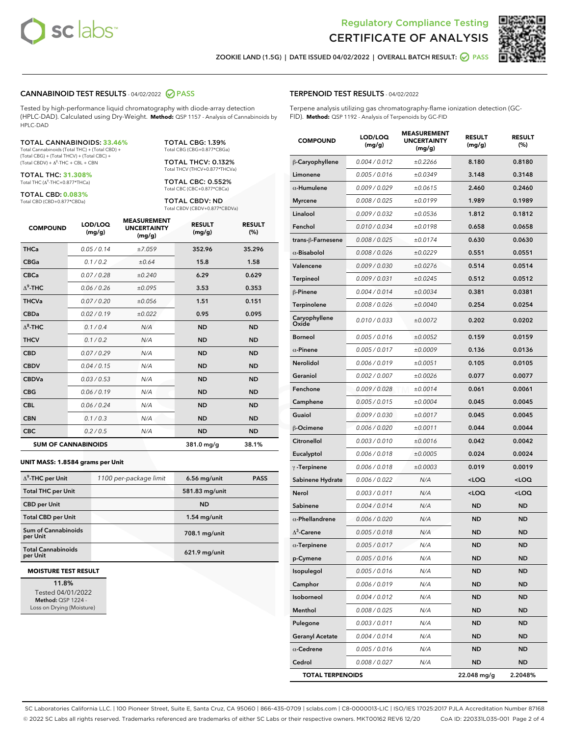# Regulatory Compliance Testing
# CERTIFICATE OF ANALYSIS

ZOOKIE LAND (1.5G) | DATE ISSUED 04/02/2022 | OVERALL BATCH RESULT: PASS

## CANNABINOID TEST RESULTS - 04/02/2022 PASS

Tested by high-performance liquid chromatography with diode-array detection (HPLC-DAD). Calculated using Dry-Weight. **Method:** QSP 1157 - Analysis of Cannabinoids by HPLC-DAD

**TOTAL CANNABINOIDS: 33.46%**
Total Cannabinoids (Total THC) + (Total CBD) + (Total CBG) + (Total THCV) + (Total CBC) + (Total CBDV) + $\Delta^8$-THC + CBL + CBN

**TOTAL THC: 31.308%**
Total THC ($\Delta^9$-THC+0.877*THCa)

**TOTAL CBD: 0.083%**
Total CBD (CBD+0.877*CBDa)

**TOTAL CBG: 1.39%**
Total CBG (CBG+0.877*CBGa)

**TOTAL THCV: 0.132%**
Total THCV (THCV+0.877*THCVa)

**TOTAL CBC: 0.552%**
Total CBC (CBC+0.877*CBCa)

**TOTAL CBDV: ND**
Total CBDV (CBDV+0.877*CBDVa)

| COMPOUND | LOD/LOQ (mg/g) | MEASUREMENT UNCERTAINTY (mg/g) | RESULT (mg/g) | RESULT (%) |
|---|---|---|---|---|
| THCa | 0.05 / 0.14 | ±7.059 | 352.96 | 35.296 |
| CBGa | 0.1 / 0.2 | ±0.64 | 15.8 | 1.58 |
| CBCa | 0.07 / 0.28 | ±0.240 | 6.29 | 0.629 |
| $\Delta^9$-THC | 0.06 / 0.26 | ±0.095 | 3.53 | 0.353 |
| THCVa | 0.07 / 0.20 | ±0.056 | 1.51 | 0.151 |
| CBDa | 0.02 / 0.19 | ±0.022 | 0.95 | 0.095 |
| $\Delta^8$-THC | 0.1 / 0.4 | N/A | ND | ND |
| THCV | 0.1 / 0.2 | N/A | ND | ND |
| CBD | 0.07 / 0.29 | N/A | ND | ND |
| CBDV | 0.04 / 0.15 | N/A | ND | ND |
| CBDVa | 0.03 / 0.53 | N/A | ND | ND |
| CBG | 0.06 / 0.19 | N/A | ND | ND |
| CBL | 0.06 / 0.24 | N/A | ND | ND |
| CBN | 0.1 / 0.3 | N/A | ND | ND |
| CBC | 0.2 / 0.5 | N/A | ND | ND |
| **SUM OF CANNABINOIDS** | | | **381.0 mg/g** | **38.1%** |

**UNIT MASS: 1.8584 grams per Unit**

| | | | |
|---|---|---|---|
| $\Delta^9$-THC per Unit | 1100 per-package limit | 6.56 mg/unit | PASS |
| Total THC per Unit | | 581.83 mg/unit | |
| CBD per Unit | | ND | |
| Total CBD per Unit | | 1.54 mg/unit | |
| Sum of Cannabinoids per Unit | | 708.1 mg/unit | |
| Total Cannabinoids per Unit | | 621.9 mg/unit | |

**MOISTURE TEST RESULT**

11.8%
Tested 04/01/2022
**Method:** QSP 1224 - Loss on Drying (Moisture)

## TERPENOID TEST RESULTS - 04/02/2022

Terpene analysis utilizing gas chromatography-flame ionization detection (GC-FID). **Method:** QSP 1192 - Analysis of Terpenoids by GC-FID

| COMPOUND | LOD/LOQ (mg/g) | MEASUREMENT UNCERTAINTY (mg/g) | RESULT (mg/g) | RESULT (%) |
|---|---|---|---|---|
| β-Caryophyllene | 0.004 / 0.012 | ±0.2266 | 8.180 | 0.8180 |
| Limonene | 0.005 / 0.016 | ±0.0349 | 3.148 | 0.3148 |
| α-Humulene | 0.009 / 0.029 | ±0.0615 | 2.460 | 0.2460 |
| Myrcene | 0.008 / 0.025 | ±0.0199 | 1.989 | 0.1989 |
| Linalool | 0.009 / 0.032 | ±0.0536 | 1.812 | 0.1812 |
| Fenchol | 0.010 / 0.034 | ±0.0198 | 0.658 | 0.0658 |
| trans-β-Farnesene | 0.008 / 0.025 | ±0.0174 | 0.630 | 0.0630 |
| α-Bisabolol | 0.008 / 0.026 | ±0.0229 | 0.551 | 0.0551 |
| Valencene | 0.009 / 0.030 | ±0.0276 | 0.514 | 0.0514 |
| Terpineol | 0.009 / 0.031 | ±0.0245 | 0.512 | 0.0512 |
| β-Pinene | 0.004 / 0.014 | ±0.0034 | 0.381 | 0.0381 |
| Terpinolene | 0.008 / 0.026 | ±0.0040 | 0.254 | 0.0254 |
| Caryophyllene Oxide | 0.010 / 0.033 | ±0.0072 | 0.202 | 0.0202 |
| Borneol | 0.005 / 0.016 | ±0.0052 | 0.159 | 0.0159 |
| α-Pinene | 0.005 / 0.017 | ±0.0009 | 0.136 | 0.0136 |
| Nerolidol | 0.006 / 0.019 | ±0.0051 | 0.105 | 0.0105 |
| Geraniol | 0.002 / 0.007 | ±0.0026 | 0.077 | 0.0077 |
| Fenchone | 0.009 / 0.028 | ±0.0014 | 0.061 | 0.0061 |
| Camphene | 0.005 / 0.015 | ±0.0004 | 0.045 | 0.0045 |
| Guaiol | 0.009 / 0.030 | ±0.0017 | 0.045 | 0.0045 |
| β-Ocimene | 0.006 / 0.020 | ±0.0011 | 0.044 | 0.0044 |
| Citronellol | 0.003 / 0.010 | ±0.0016 | 0.042 | 0.0042 |
| Eucalyptol | 0.006 / 0.018 | ±0.0005 | 0.024 | 0.0024 |
| γ-Terpinene | 0.006 / 0.018 | ±0.0003 | 0.019 | 0.0019 |
| Sabinene Hydrate | 0.006 / 0.022 | N/A | <LOQ | <LOQ |
| Nerol | 0.003 / 0.011 | N/A | <LOQ | <LOQ |
| Sabinene | 0.004 / 0.014 | N/A | ND | ND |
| α-Phellandrene | 0.006 / 0.020 | N/A | ND | ND |
| $\Delta^3$-Carene | 0.005 / 0.018 | N/A | ND | ND |
| α-Terpinene | 0.005 / 0.017 | N/A | ND | ND |
| p-Cymene | 0.005 / 0.016 | N/A | ND | ND |
| Isopulegol | 0.005 / 0.016 | N/A | ND | ND |
| Camphor | 0.006 / 0.019 | N/A | ND | ND |
| Isoborneol | 0.004 / 0.012 | N/A | ND | ND |
| Menthol | 0.008 / 0.025 | N/A | ND | ND |
| Pulegone | 0.003 / 0.011 | N/A | ND | ND |
| Geranyl Acetate | 0.004 / 0.014 | N/A | ND | ND |
| α-Cedrene | 0.005 / 0.016 | N/A | ND | ND |
| Cedrol | 0.008 / 0.027 | N/A | ND | ND |
| **TOTAL TERPENOIDS** | | | **22.048 mg/g** | **2.2048%** |

SC Laboratories California LLC. | 100 Pioneer Street, Suite E, Santa Cruz, CA 95060 | 866-435-0709 | sclabs.com | C8-0000013-LIC | ISO/IES 17025:2017 PJLA Accreditation Number 87168
© 2022 SC Labs all rights reserved. Trademarks referenced are trademarks of either SC Labs or their respective owners. MKT00162 REV6 12/20 CoA ID: 220331L035-001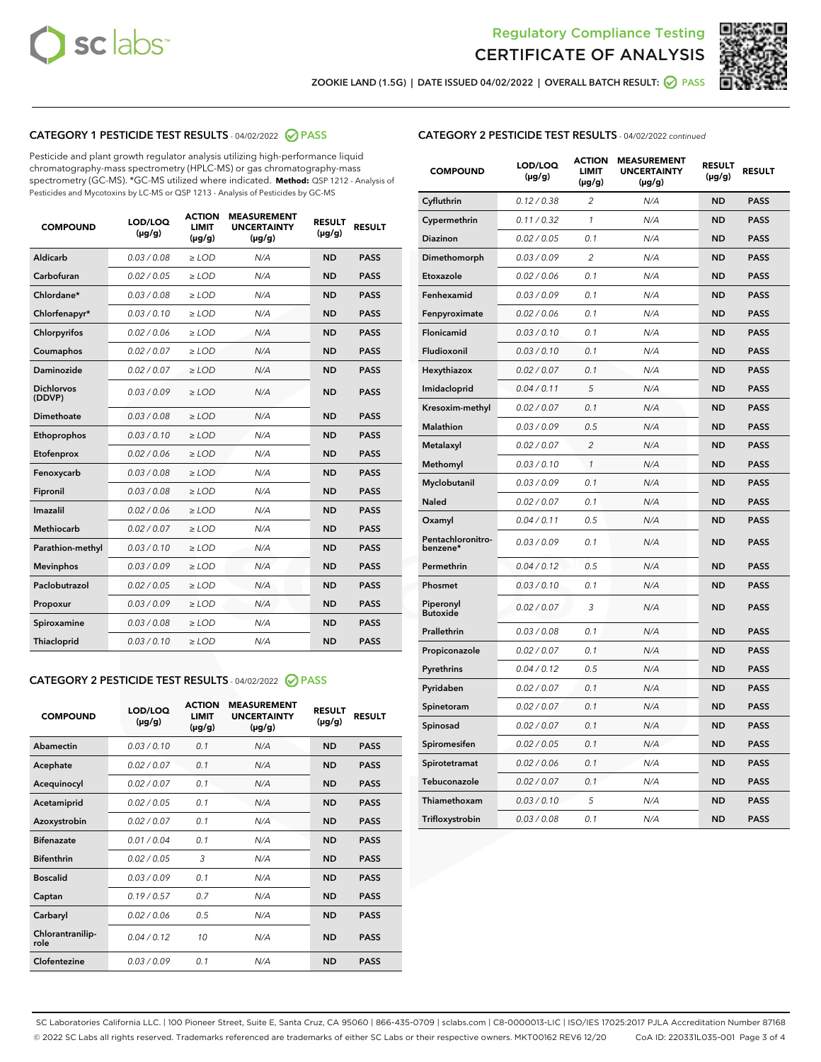Regulatory Compliance Testing

# CERTIFICATE OF ANALYSIS

ZOOKIE LAND (1.5G) | DATE ISSUED 04/02/2022 | OVERALL BATCH RESULT: PASS

## CATEGORY 1 PESTICIDE TEST RESULTS - 04/02/2022 PASS

Pesticide and plant growth regulator analysis utilizing high-performance liquid chromatography-mass spectrometry (HPLC-MS) or gas chromatography-mass spectrometry (GC-MS). *GC-MS utilized where indicated. **Method:** QSP 1212 - Analysis of Pesticides and Mycotoxins by LC-MS or QSP 1213 - Analysis of Pesticides by GC-MS

| COMPOUND | LOD/LOQ (µg/g) | ACTION LIMIT (µg/g) | MEASUREMENT UNCERTAINTY (µg/g) | RESULT (µg/g) | RESULT |
|---|---|---|---|---|---|
| Aldicarb | 0.03 / 0.08 | ≥ LOD | N/A | ND | PASS |
| Carbofuran | 0.02 / 0.05 | ≥ LOD | N/A | ND | PASS |
| Chlordane* | 0.03 / 0.08 | ≥ LOD | N/A | ND | PASS |
| Chlorfenapyr* | 0.03 / 0.10 | ≥ LOD | N/A | ND | PASS |
| Chlorpyrifos | 0.02 / 0.06 | ≥ LOD | N/A | ND | PASS |
| Coumaphos | 0.02 / 0.07 | ≥ LOD | N/A | ND | PASS |
| Daminozide | 0.02 / 0.07 | ≥ LOD | N/A | ND | PASS |
| Dichlorvos (DDVP) | 0.03 / 0.09 | ≥ LOD | N/A | ND | PASS |
| Dimethoate | 0.03 / 0.08 | ≥ LOD | N/A | ND | PASS |
| Ethoprophos | 0.03 / 0.10 | ≥ LOD | N/A | ND | PASS |
| Etofenprox | 0.02 / 0.06 | ≥ LOD | N/A | ND | PASS |
| Fenoxycarb | 0.03 / 0.08 | ≥ LOD | N/A | ND | PASS |
| Fipronil | 0.03 / 0.08 | ≥ LOD | N/A | ND | PASS |
| Imazalil | 0.02 / 0.06 | ≥ LOD | N/A | ND | PASS |
| Methiocarb | 0.02 / 0.07 | ≥ LOD | N/A | ND | PASS |
| Parathion-methyl | 0.03 / 0.10 | ≥ LOD | N/A | ND | PASS |
| Mevinphos | 0.03 / 0.09 | ≥ LOD | N/A | ND | PASS |
| Paclobutrazol | 0.02 / 0.05 | ≥ LOD | N/A | ND | PASS |
| Propoxur | 0.03 / 0.09 | ≥ LOD | N/A | ND | PASS |
| Spiroxamine | 0.03 / 0.08 | ≥ LOD | N/A | ND | PASS |
| Thiacloprid | 0.03 / 0.10 | ≥ LOD | N/A | ND | PASS |

## CATEGORY 2 PESTICIDE TEST RESULTS - 04/02/2022 PASS

| COMPOUND | LOD/LOQ (µg/g) | ACTION LIMIT (µg/g) | MEASUREMENT UNCERTAINTY (µg/g) | RESULT (µg/g) | RESULT |
|---|---|---|---|---|---|
| Abamectin | 0.03 / 0.10 | 0.1 | N/A | ND | PASS |
| Acephate | 0.02 / 0.07 | 0.1 | N/A | ND | PASS |
| Acequinocyl | 0.02 / 0.07 | 0.1 | N/A | ND | PASS |
| Acetamiprid | 0.02 / 0.05 | 0.1 | N/A | ND | PASS |
| Azoxystrobin | 0.02 / 0.07 | 0.1 | N/A | ND | PASS |
| Bifenazate | 0.01 / 0.04 | 0.1 | N/A | ND | PASS |
| Bifenthrin | 0.02 / 0.05 | 3 | N/A | ND | PASS |
| Boscalid | 0.03 / 0.09 | 0.1 | N/A | ND | PASS |
| Captan | 0.19 / 0.57 | 0.7 | N/A | ND | PASS |
| Carbaryl | 0.02 / 0.06 | 0.5 | N/A | ND | PASS |
| Chlorantraniliprole | 0.04 / 0.12 | 10 | N/A | ND | PASS |
| Clofentezine | 0.03 / 0.09 | 0.1 | N/A | ND | PASS |
| Cyfluthrin | 0.12 / 0.38 | 2 | N/A | ND | PASS |
| Cypermethrin | 0.11 / 0.32 | 1 | N/A | ND | PASS |
| Diazinon | 0.02 / 0.05 | 0.1 | N/A | ND | PASS |
| Dimethomorph | 0.03 / 0.09 | 2 | N/A | ND | PASS |
| Etoxazole | 0.02 / 0.06 | 0.1 | N/A | ND | PASS |
| Fenhexamid | 0.03 / 0.09 | 0.1 | N/A | ND | PASS |
| Fenpyroximate | 0.02 / 0.06 | 0.1 | N/A | ND | PASS |
| Flonicamid | 0.03 / 0.10 | 0.1 | N/A | ND | PASS |
| Fludioxonil | 0.03 / 0.10 | 0.1 | N/A | ND | PASS |
| Hexythiazox | 0.02 / 0.07 | 0.1 | N/A | ND | PASS |
| Imidacloprid | 0.04 / 0.11 | 5 | N/A | ND | PASS |
| Kresoxim-methyl | 0.02 / 0.07 | 0.1 | N/A | ND | PASS |
| Malathion | 0.03 / 0.09 | 0.5 | N/A | ND | PASS |
| Metalaxyl | 0.02 / 0.07 | 2 | N/A | ND | PASS |
| Methomyl | 0.03 / 0.10 | 1 | N/A | ND | PASS |
| Myclobutanil | 0.03 / 0.09 | 0.1 | N/A | ND | PASS |
| Naled | 0.02 / 0.07 | 0.1 | N/A | ND | PASS |
| Oxamyl | 0.04 / 0.11 | 0.5 | N/A | ND | PASS |
| Pentachloronitrobenzene* | 0.03 / 0.09 | 0.1 | N/A | ND | PASS |
| Permethrin | 0.04 / 0.12 | 0.5 | N/A | ND | PASS |
| Phosmet | 0.03 / 0.10 | 0.1 | N/A | ND | PASS |
| Piperonyl Butoxide | 0.02 / 0.07 | 3 | N/A | ND | PASS |
| Prallethrin | 0.03 / 0.08 | 0.1 | N/A | ND | PASS |
| Propiconazole | 0.02 / 0.07 | 0.1 | N/A | ND | PASS |
| Pyrethrins | 0.04 / 0.12 | 0.5 | N/A | ND | PASS |
| Pyridaben | 0.02 / 0.07 | 0.1 | N/A | ND | PASS |
| Spinetoram | 0.02 / 0.07 | 0.1 | N/A | ND | PASS |
| Spinosad | 0.02 / 0.07 | 0.1 | N/A | ND | PASS |
| Spiromesifen | 0.02 / 0.05 | 0.1 | N/A | ND | PASS |
| Spirotetramat | 0.02 / 0.06 | 0.1 | N/A | ND | PASS |
| Tebuconazole | 0.02 / 0.07 | 0.1 | N/A | ND | PASS |
| Thiamethoxam | 0.03 / 0.10 | 5 | N/A | ND | PASS |
| Trifloxystrobin | 0.03 / 0.08 | 0.1 | N/A | ND | PASS |

SC Laboratories California LLC. | 100 Pioneer Street, Suite E, Santa Cruz, CA 95060 | 866-435-0709 | sclabs.com | C8-0000013-LIC | ISO/IES 17025:2017 PJLA Accreditation Number 87168
© 2022 SC Labs all rights reserved. Trademarks referenced are trademarks of either SC Labs or their respective owners. MKT00162 REV6 12/20 CoA ID: 220331L035-001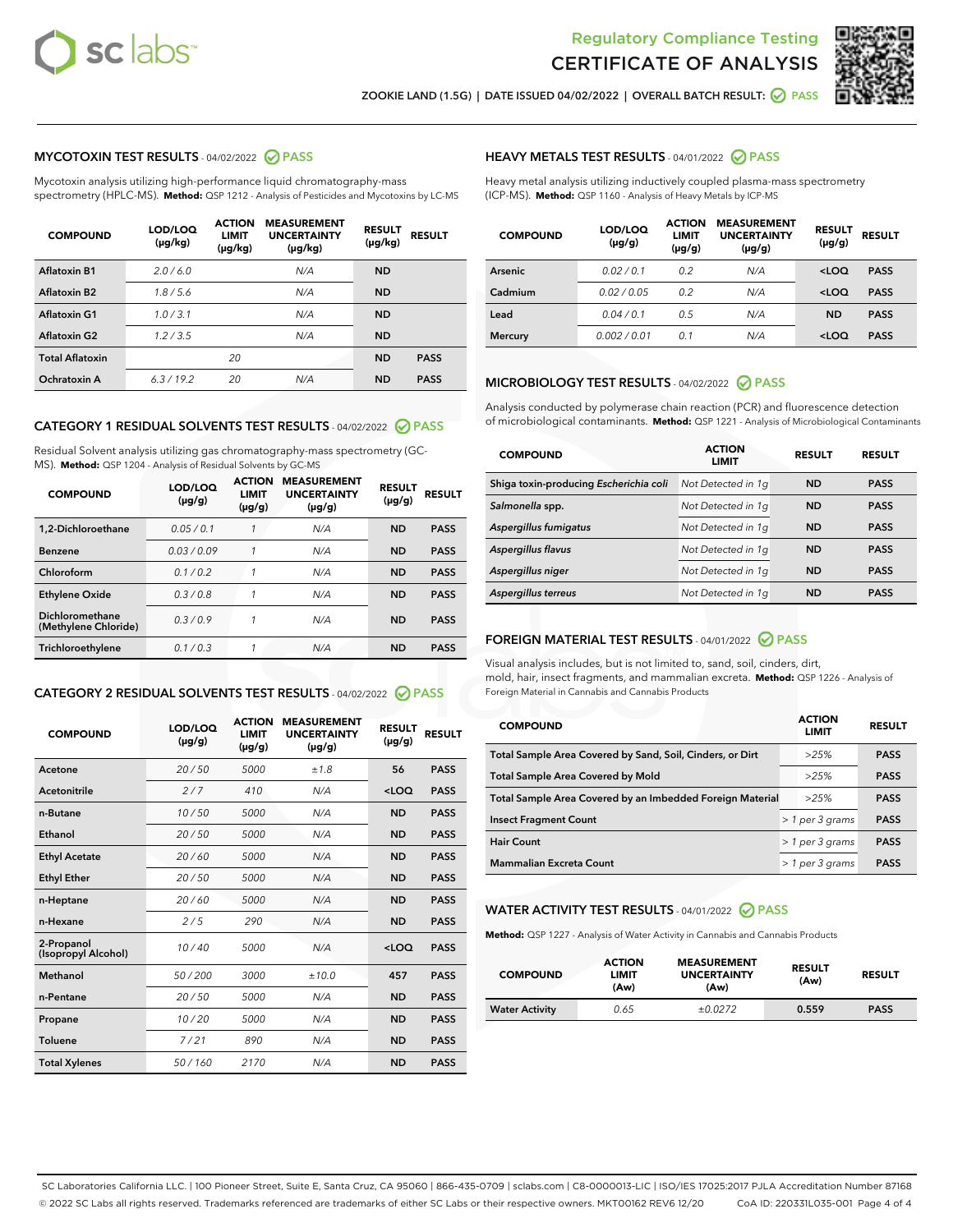Regulatory Compliance Testing

# CERTIFICATE OF ANALYSIS

ZOOKIE LAND (1.5G) | DATE ISSUED 04/02/2022 | OVERALL BATCH RESULT: PASS

## MYCOTOXIN TEST RESULTS - 04/02/2022 PASS

Mycotoxin analysis utilizing high-performance liquid chromatography-mass spectrometry (HPLC-MS). **Method:** QSP 1212 - Analysis of Pesticides and Mycotoxins by LC-MS

| COMPOUND | LOD/LOQ (µg/kg) | ACTION LIMIT (µg/kg) | MEASUREMENT UNCERTAINTY (µg/kg) | RESULT (µg/kg) | RESULT |
|---|---|---|---|---|---|
| Aflatoxin B1 | 2.0 / 6.0 | | N/A | ND | |
| Aflatoxin B2 | 1.8 / 5.6 | | N/A | ND | |
| Aflatoxin G1 | 1.0 / 3.1 | | N/A | ND | |
| Aflatoxin G2 | 1.2 / 3.5 | | N/A | ND | |
| Total Aflatoxin | | 20 | | ND | PASS |
| Ochratoxin A | 6.3 / 19.2 | 20 | N/A | ND | PASS |

## CATEGORY 1 RESIDUAL SOLVENTS TEST RESULTS - 04/02/2022 PASS

Residual Solvent analysis utilizing gas chromatography-mass spectrometry (GC-MS). **Method:** QSP 1204 - Analysis of Residual Solvents by GC-MS

| COMPOUND | LOD/LOQ (µg/g) | ACTION LIMIT (µg/g) | MEASUREMENT UNCERTAINTY (µg/g) | RESULT (µg/g) | RESULT |
|---|---|---|---|---|---|
| 1,2-Dichloroethane | 0.05 / 0.1 | 1 | N/A | ND | PASS |
| Benzene | 0.03 / 0.09 | 1 | N/A | ND | PASS |
| Chloroform | 0.1 / 0.2 | 1 | N/A | ND | PASS |
| Ethylene Oxide | 0.3 / 0.8 | 1 | N/A | ND | PASS |
| Dichloromethane (Methylene Chloride) | 0.3 / 0.9 | 1 | N/A | ND | PASS |
| Trichloroethylene | 0.1 / 0.3 | 1 | N/A | ND | PASS |

## CATEGORY 2 RESIDUAL SOLVENTS TEST RESULTS - 04/02/2022 PASS

| COMPOUND | LOD/LOQ (µg/g) | ACTION LIMIT (µg/g) | MEASUREMENT UNCERTAINTY (µg/g) | RESULT (µg/g) | RESULT |
|---|---|---|---|---|---|
| Acetone | 20 / 50 | 5000 | ±1.8 | 56 | PASS |
| Acetonitrile | 2 / 7 | 410 | N/A | <LOQ | PASS |
| n-Butane | 10 / 50 | 5000 | N/A | ND | PASS |
| Ethanol | 20 / 50 | 5000 | N/A | ND | PASS |
| Ethyl Acetate | 20 / 60 | 5000 | N/A | ND | PASS |
| Ethyl Ether | 20 / 50 | 5000 | N/A | ND | PASS |
| n-Heptane | 20 / 60 | 5000 | N/A | ND | PASS |
| n-Hexane | 2 / 5 | 290 | N/A | ND | PASS |
| 2-Propanol (Isopropyl Alcohol) | 10 / 40 | 5000 | N/A | <LOQ | PASS |
| Methanol | 50 / 200 | 3000 | ±10.0 | 457 | PASS |
| n-Pentane | 20 / 50 | 5000 | N/A | ND | PASS |
| Propane | 10 / 20 | 5000 | N/A | ND | PASS |
| Toluene | 7 / 21 | 890 | N/A | ND | PASS |
| Total Xylenes | 50 / 160 | 2170 | N/A | ND | PASS |

## HEAVY METALS TEST RESULTS - 04/01/2022 PASS

Heavy metal analysis utilizing inductively coupled plasma-mass spectrometry (ICP-MS). **Method:** QSP 1160 - Analysis of Heavy Metals by ICP-MS

| COMPOUND | LOD/LOQ (µg/g) | ACTION LIMIT (µg/g) | MEASUREMENT UNCERTAINTY (µg/g) | RESULT (µg/g) | RESULT |
|---|---|---|---|---|---|
| Arsenic | 0.02 / 0.1 | 0.2 | N/A | <LOQ | PASS |
| Cadmium | 0.02 / 0.05 | 0.2 | N/A | <LOQ | PASS |
| Lead | 0.04 / 0.1 | 0.5 | N/A | ND | PASS |
| Mercury | 0.002 / 0.01 | 0.1 | N/A | <LOQ | PASS |

## MICROBIOLOGY TEST RESULTS - 04/02/2022 PASS

Analysis conducted by polymerase chain reaction (PCR) and fluorescence detection of microbiological contaminants. **Method:** QSP 1221 - Analysis of Microbiological Contaminants

| COMPOUND | ACTION LIMIT | RESULT | RESULT |
|---|---|---|---|
| Shiga toxin-producing *Escherichia coli* | Not Detected in 1g | ND | PASS |
| *Salmonella* spp. | Not Detected in 1g | ND | PASS |
| *Aspergillus fumigatus* | Not Detected in 1g | ND | PASS |
| *Aspergillus flavus* | Not Detected in 1g | ND | PASS |
| *Aspergillus niger* | Not Detected in 1g | ND | PASS |
| *Aspergillus terreus* | Not Detected in 1g | ND | PASS |

## FOREIGN MATERIAL TEST RESULTS - 04/01/2022 PASS

Visual analysis includes, but is not limited to, sand, soil, cinders, dirt, mold, hair, insect fragments, and mammalian excreta. **Method:** QSP 1226 - Analysis of Foreign Material in Cannabis and Cannabis Products

| COMPOUND | ACTION LIMIT | RESULT |
|---|---|---|
| Total Sample Area Covered by Sand, Soil, Cinders, or Dirt | >25% | PASS |
| Total Sample Area Covered by Mold | >25% | PASS |
| Total Sample Area Covered by an Imbedded Foreign Material | >25% | PASS |
| Insect Fragment Count | > 1 per 3 grams | PASS |
| Hair Count | > 1 per 3 grams | PASS |
| Mammalian Excreta Count | > 1 per 3 grams | PASS |

## WATER ACTIVITY TEST RESULTS - 04/01/2022 PASS

**Method:** QSP 1227 - Analysis of Water Activity in Cannabis and Cannabis Products

| COMPOUND | ACTION LIMIT (Aw) | MEASUREMENT UNCERTAINTY (Aw) | RESULT (Aw) | RESULT |
|---|---|---|---|---|
| Water Activity | 0.65 | ±0.0272 | 0.559 | PASS |

SC Laboratories California LLC. | 100 Pioneer Street, Suite E, Santa Cruz, CA 95060 | 866-435-0709 | sclabs.com | C8-0000013-LIC | ISO/IES 17025:2017 PJLA Accreditation Number 87168
© 2022 SC Labs all rights reserved. Trademarks referenced are trademarks of either SC Labs or their respective owners. MKT00162 REV6 12/20 CoA ID: 220331L035-001